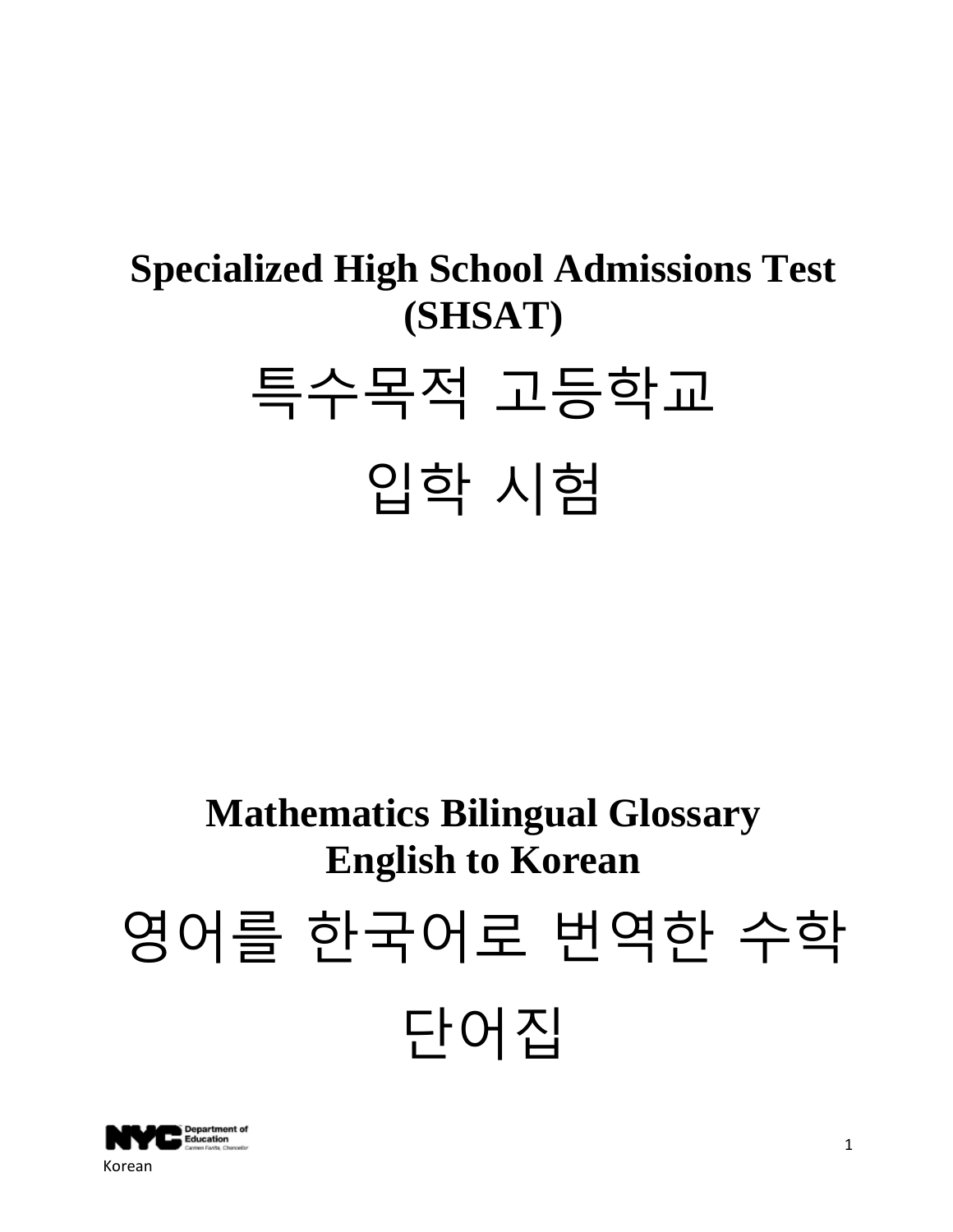# Specialized High School Admissions Test (SHSAT)

# 특수목적 고등학교 입학 시험

# Mathematics Bilingual Glossary English to Korean

# 영어를 한국어로 번역한 수학 단어집

Korean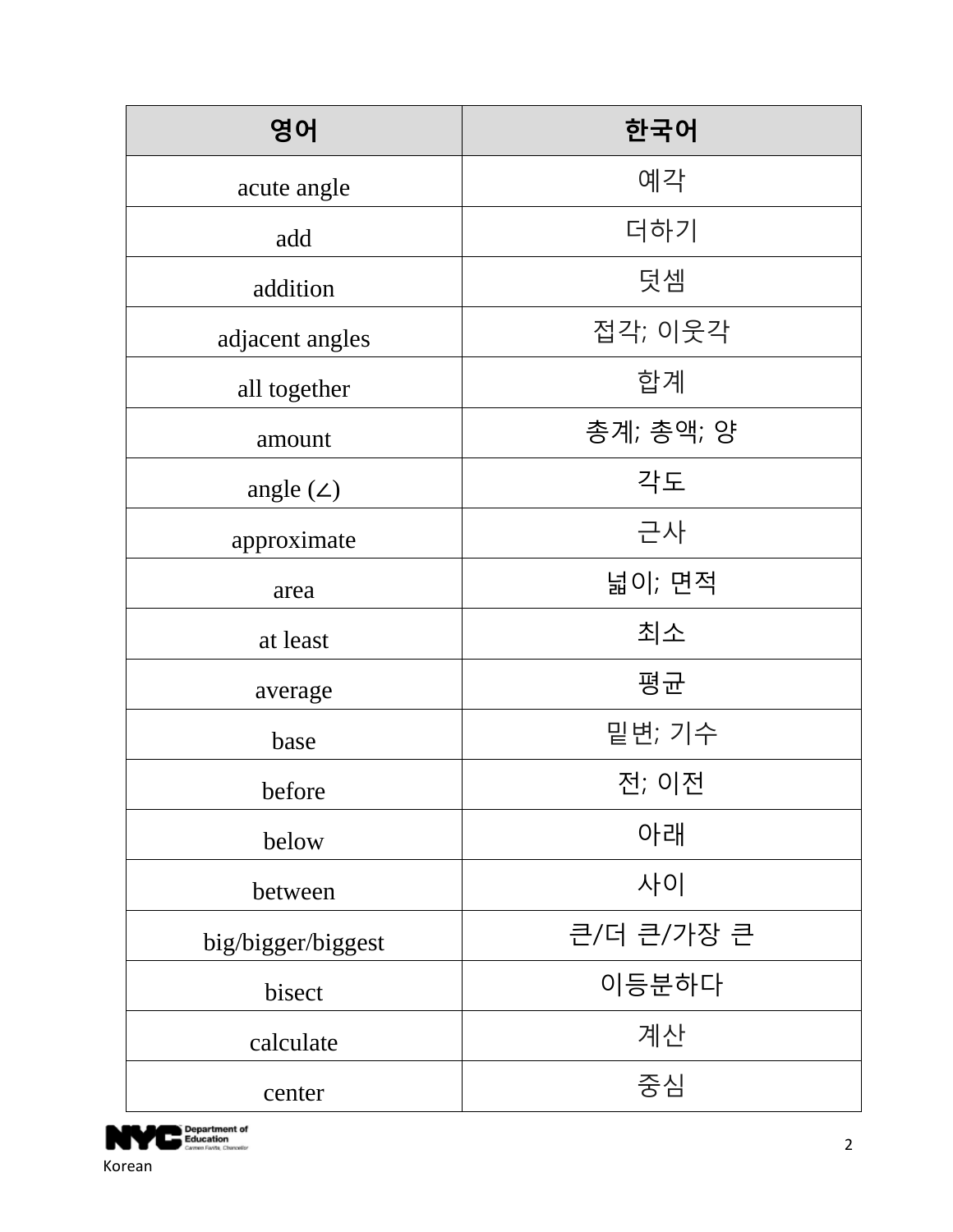| 영어 | 한국어 |
|---|---|
| acute angle | 예각 |
| add | 더하기 |
| addition | 덧셈 |
| adjacent angles | 접각; 이웃각 |
| all together | 합계 |
| amount | 총계; 총액; 양 |
| angle (∠) | 각도 |
| approximate | 근사 |
| area | 넓이; 면적 |
| at least | 최소 |
| average | 평균 |
| base | 밑변; 기수 |
| before | 전; 이전 |
| below | 아래 |
| between | 사이 |
| big/bigger/biggest | 큰/더 큰/가장 큰 |
| bisect | 이등분하다 |
| calculate | 계산 |
| center | 중심 |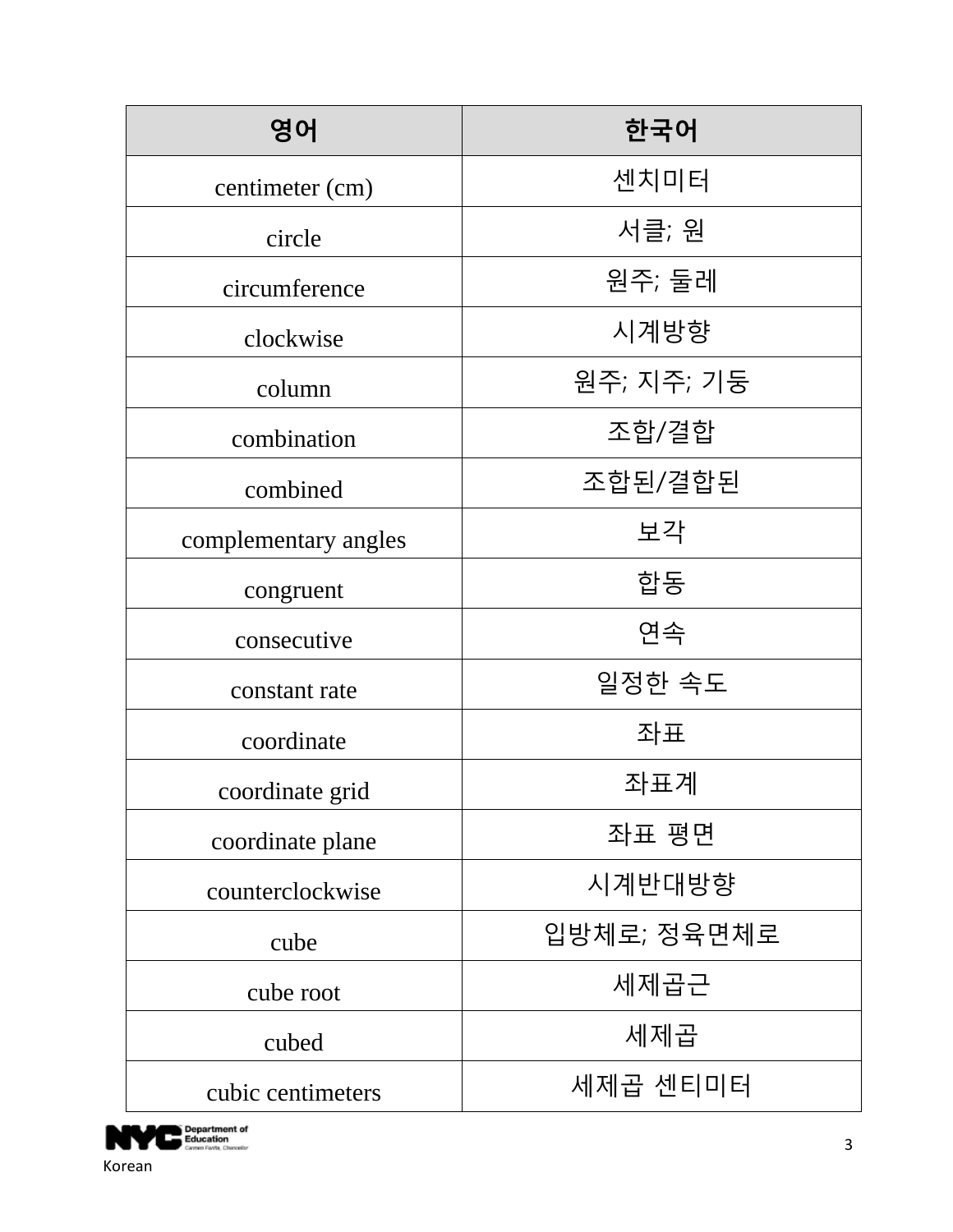| 영어 | 한국어 |
| --- | --- |
| centimeter (cm) | 센치미터 |
| circle | 서클; 원 |
| circumference | 원주; 둘레 |
| clockwise | 시계방향 |
| column | 원주; 지주; 기둥 |
| combination | 조합/결합 |
| combined | 조합된/결합된 |
| complementary angles | 보각 |
| congruent | 합동 |
| consecutive | 연속 |
| constant rate | 일정한 속도 |
| coordinate | 좌표 |
| coordinate grid | 좌표계 |
| coordinate plane | 좌표 평면 |
| counterclockwise | 시계반대방향 |
| cube | 입방체로; 정육면체로 |
| cube root | 세제곱근 |
| cubed | 세제곱 |
| cubic centimeters | 세제곱 센티미터 |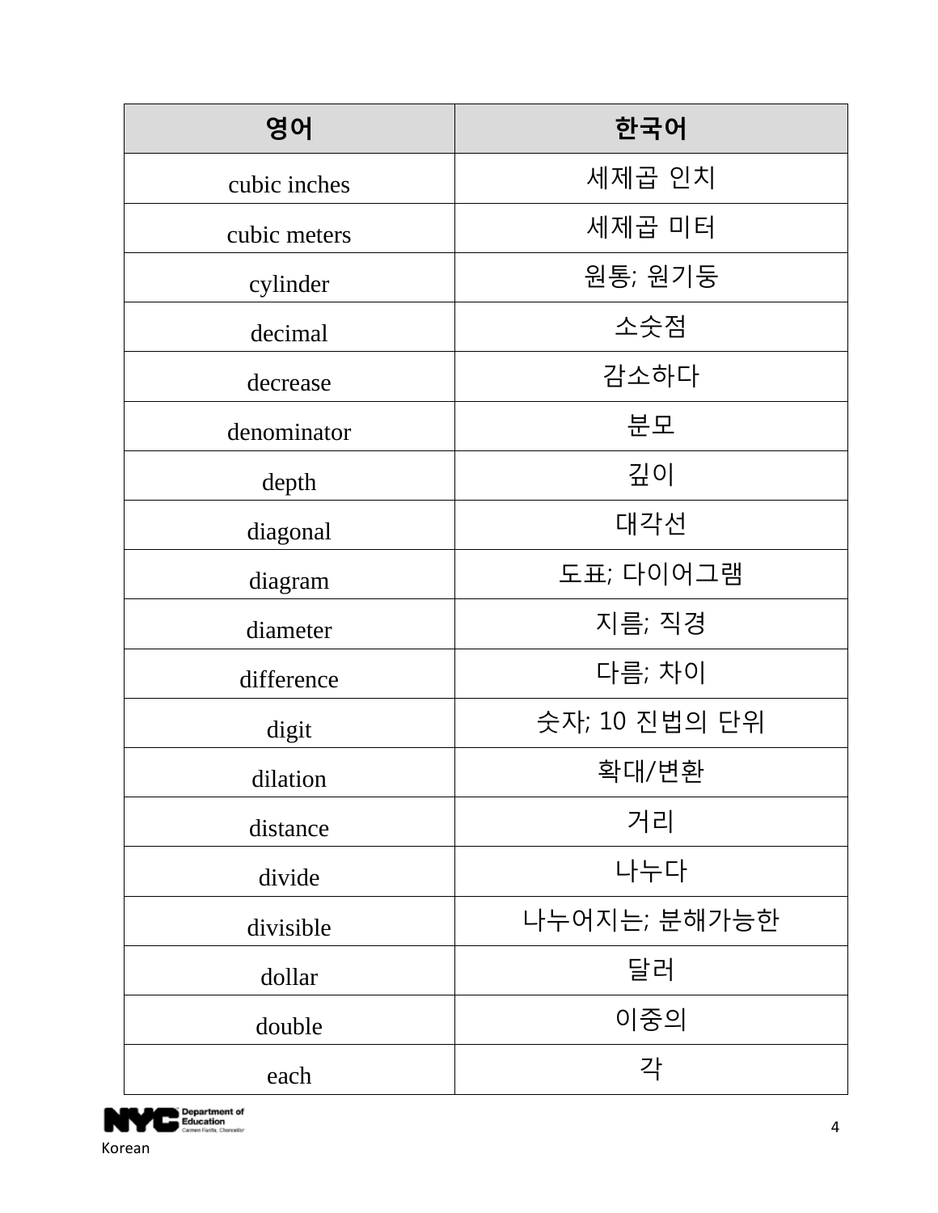| 영어 | 한국어 |
|---|---|
| cubic inches | 세제곱 인치 |
| cubic meters | 세제곱 미터 |
| cylinder | 원통; 원기둥 |
| decimal | 소숫점 |
| decrease | 감소하다 |
| denominator | 분모 |
| depth | 깊이 |
| diagonal | 대각선 |
| diagram | 도표; 다이어그램 |
| diameter | 지름; 직경 |
| difference | 다름; 차이 |
| digit | 숫자; 10 진법의 단위 |
| dilation | 확대/변환 |
| distance | 거리 |
| divide | 나누다 |
| divisible | 나누어지는; 분해가능한 |
| dollar | 달러 |
| double | 이중의 |
| each | 각 |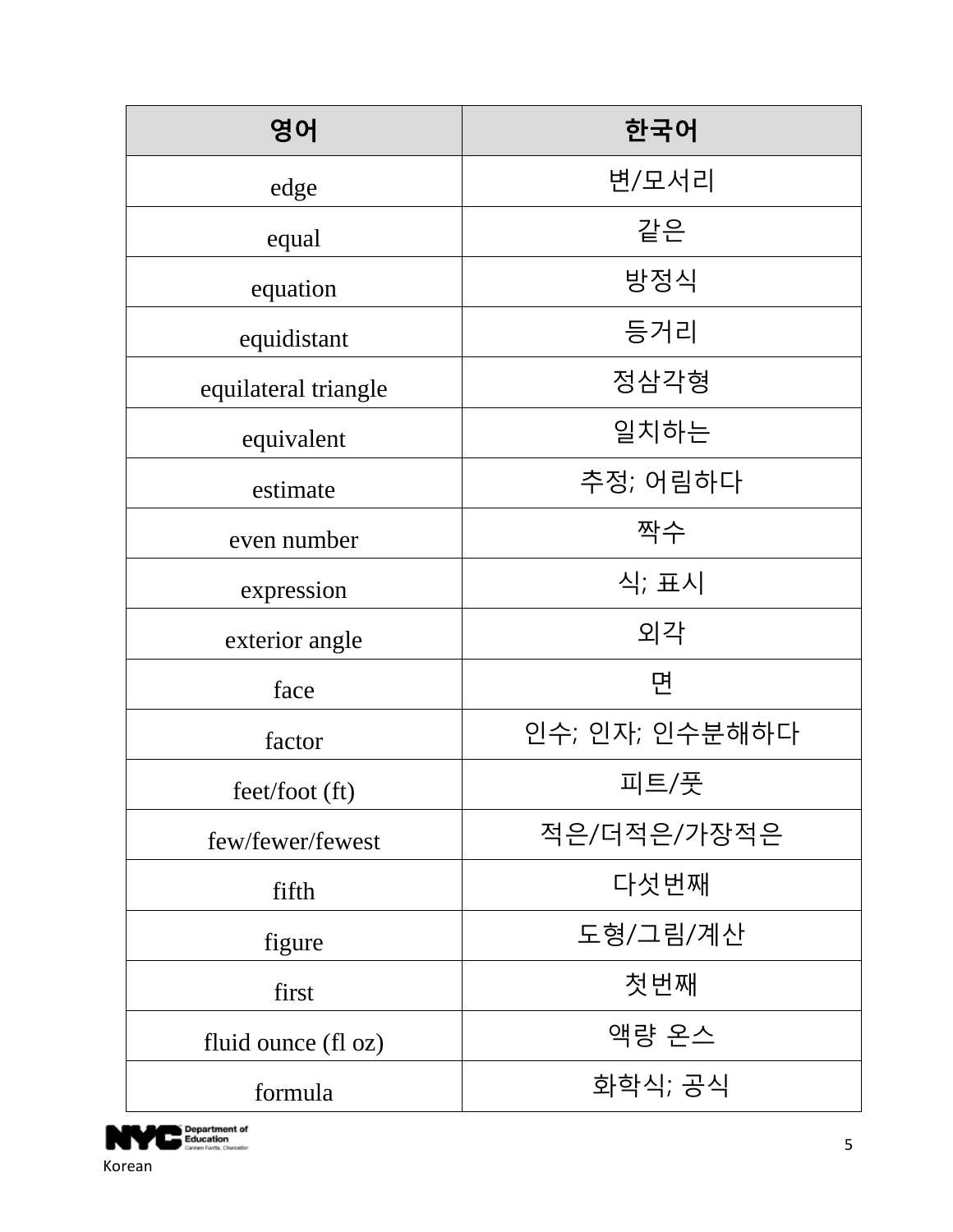| 영어 | 한국어 |
| --- | --- |
| edge | 변/모서리 |
| equal | 같은 |
| equation | 방정식 |
| equidistant | 등거리 |
| equilateral triangle | 정삼각형 |
| equivalent | 일치하는 |
| estimate | 추정; 어림하다 |
| even number | 짝수 |
| expression | 식; 표시 |
| exterior angle | 외각 |
| face | 면 |
| factor | 인수; 인자; 인수분해하다 |
| feet/foot (ft) | 피트/풋 |
| few/fewer/fewest | 적은/더적은/가장적은 |
| fifth | 다섯번째 |
| figure | 도형/그림/계산 |
| first | 첫번째 |
| fluid ounce (fl oz) | 액량 온스 |
| formula | 화학식; 공식 |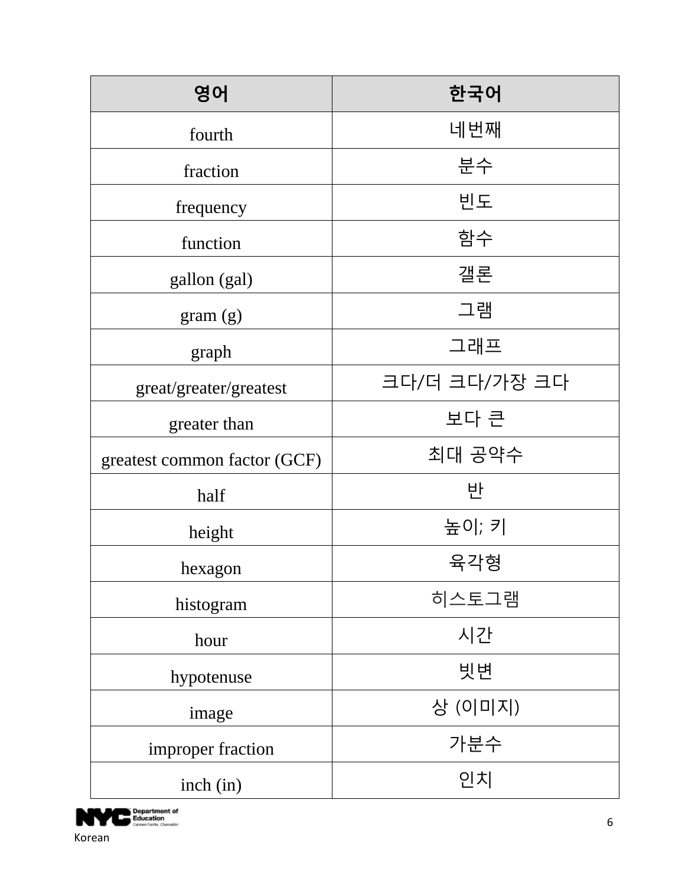| 영어 | 한국어 |
| --- | --- |
| fourth | 네번째 |
| fraction | 분수 |
| frequency | 빈도 |
| function | 함수 |
| gallon (gal) | 갤론 |
| gram (g) | 그램 |
| graph | 그래프 |
| great/greater/greatest | 크다/더 크다/가장 크다 |
| greater than | 보다 큰 |
| greatest common factor (GCF) | 최대 공약수 |
| half | 반 |
| height | 높이; 키 |
| hexagon | 육각형 |
| histogram | 히스토그램 |
| hour | 시간 |
| hypotenuse | 빗변 |
| image | 상 (이미지) |
| improper fraction | 가분수 |
| inch (in) | 인치 |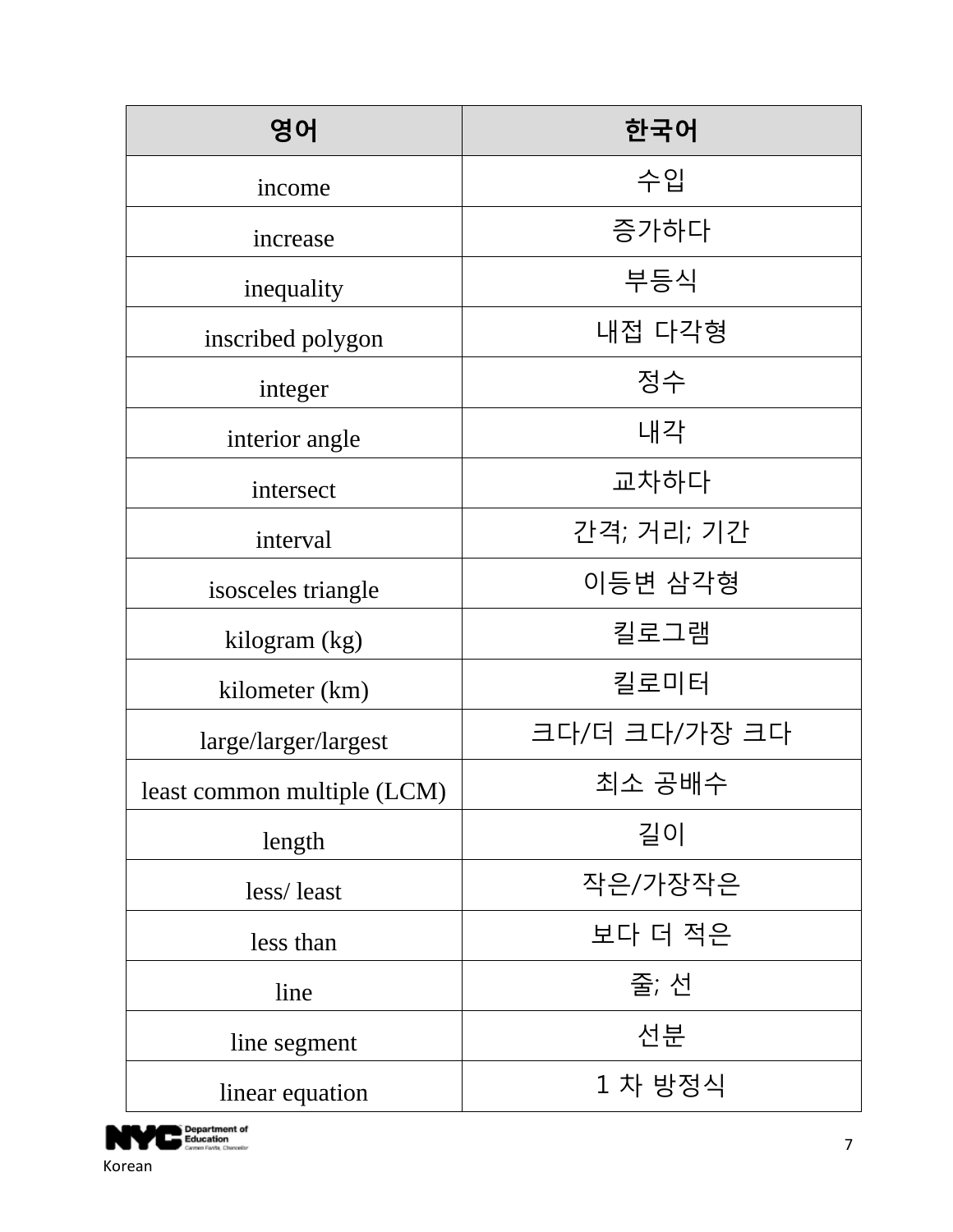| 영어 | 한국어 |
| --- | --- |
| income | 수입 |
| increase | 증가하다 |
| inequality | 부등식 |
| inscribed polygon | 내접 다각형 |
| integer | 정수 |
| interior angle | 내각 |
| intersect | 교차하다 |
| interval | 간격; 거리; 기간 |
| isosceles triangle | 이등변 삼각형 |
| kilogram (kg) | 킬로그램 |
| kilometer (km) | 킬로미터 |
| large/larger/largest | 크다/더 크다/가장 크다 |
| least common multiple (LCM) | 최소 공배수 |
| length | 길이 |
| less/ least | 작은/가장작은 |
| less than | 보다 더 적은 |
| line | 줄; 선 |
| line segment | 선분 |
| linear equation | 1 차 방정식 |

Korean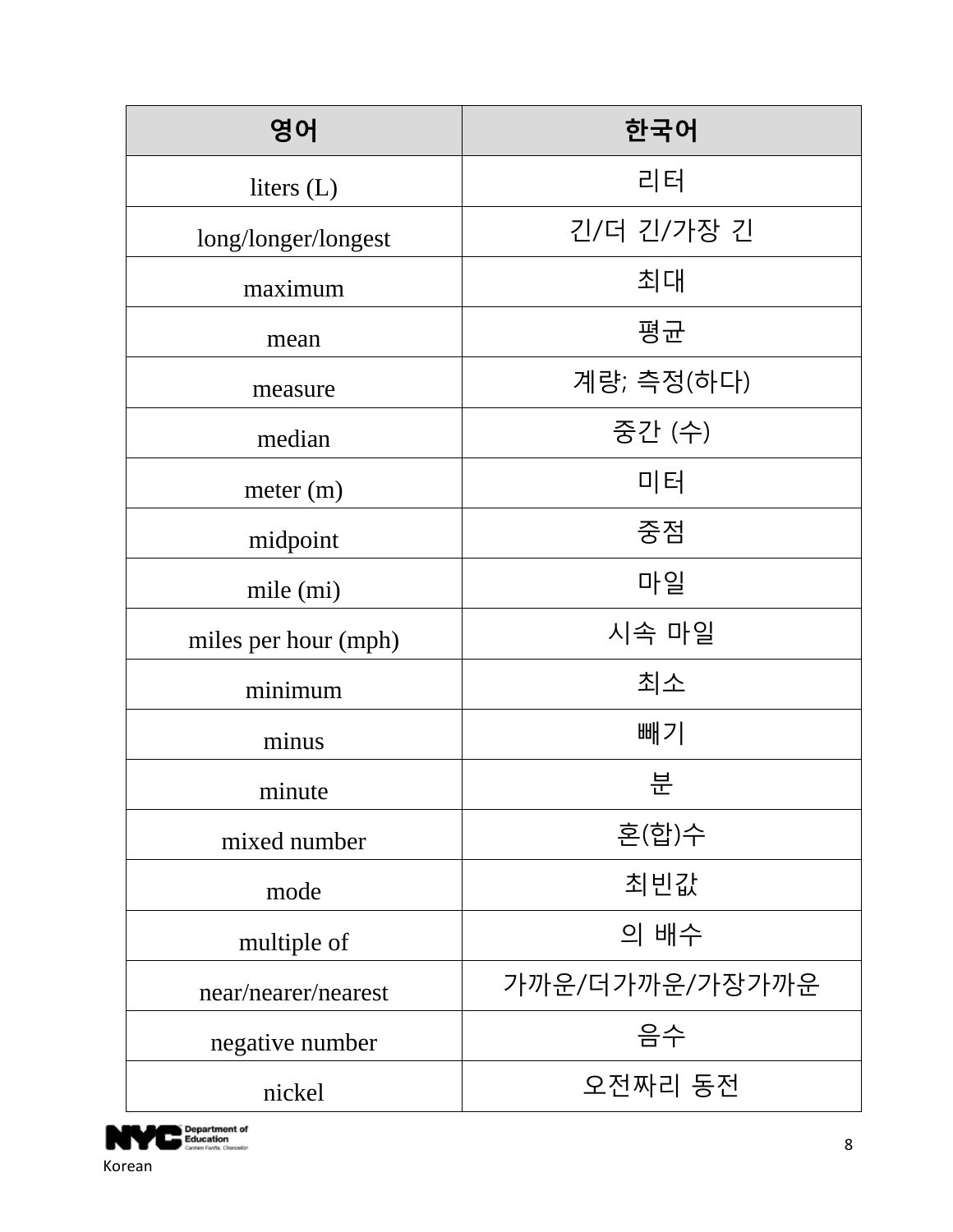| 영어 | 한국어 |
| --- | --- |
| liters (L) | 리터 |
| long/longer/longest | 긴/더 긴/가장 긴 |
| maximum | 최대 |
| mean | 평균 |
| measure | 계량; 측정(하다) |
| median | 중간 (수) |
| meter (m) | 미터 |
| midpoint | 중점 |
| mile (mi) | 마일 |
| miles per hour (mph) | 시속 마일 |
| minimum | 최소 |
| minus | 빼기 |
| minute | 분 |
| mixed number | 혼(합)수 |
| mode | 최빈값 |
| multiple of | 의 배수 |
| near/nearer/nearest | 가까운/더가까운/가장가까운 |
| negative number | 음수 |
| nickel | 오전짜리 동전 |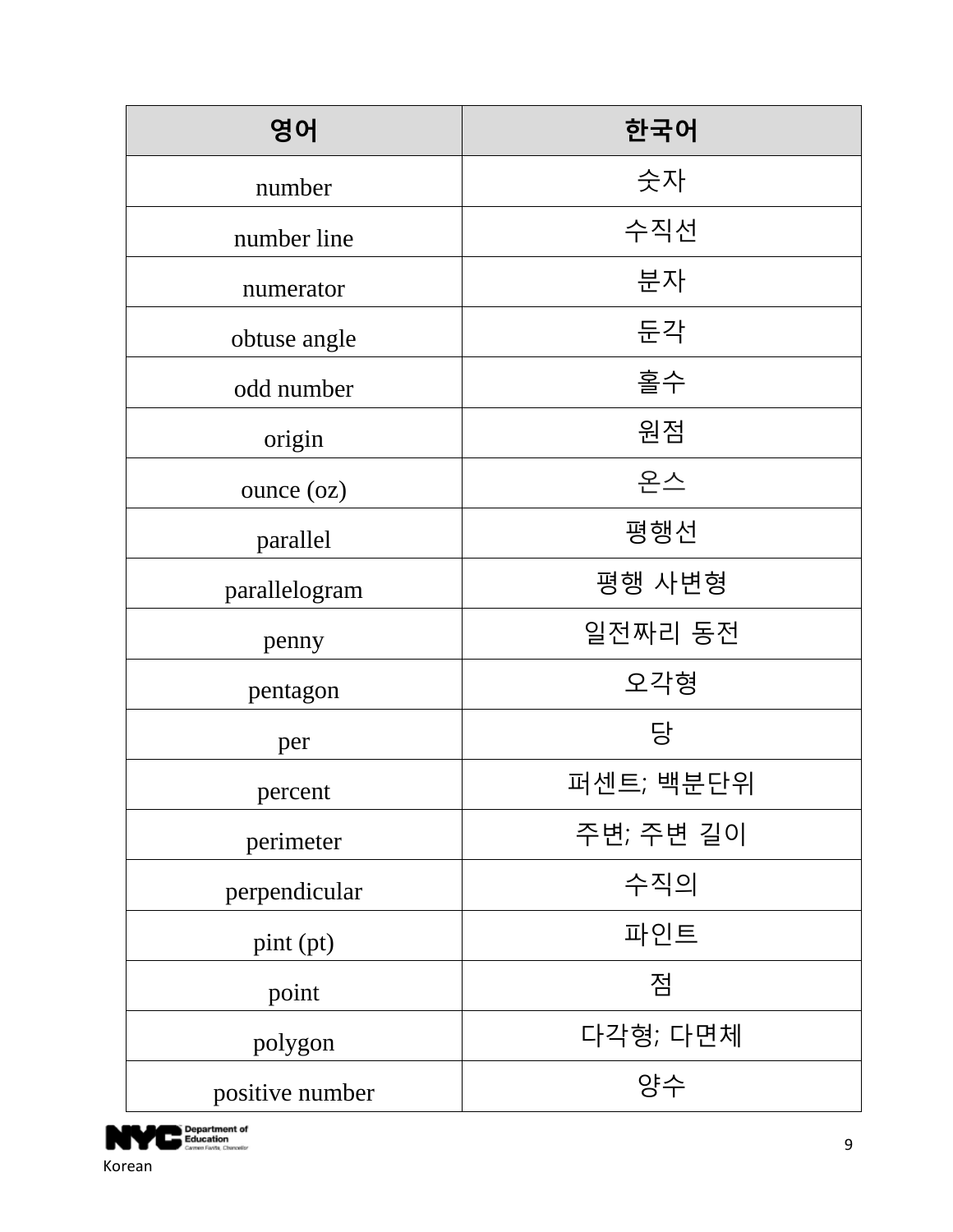| 영어 | 한국어 |
| --- | --- |
| number | 숫자 |
| number line | 수직선 |
| numerator | 분자 |
| obtuse angle | 둔각 |
| odd number | 홀수 |
| origin | 원점 |
| ounce (oz) | 온스 |
| parallel | 평행선 |
| parallelogram | 평행 사변형 |
| penny | 일전짜리 동전 |
| pentagon | 오각형 |
| per | 당 |
| percent | 퍼센트; 백분단위 |
| perimeter | 주변; 주변 길이 |
| perpendicular | 수직의 |
| pint (pt) | 파인트 |
| point | 점 |
| polygon | 다각형; 다면체 |
| positive number | 양수 |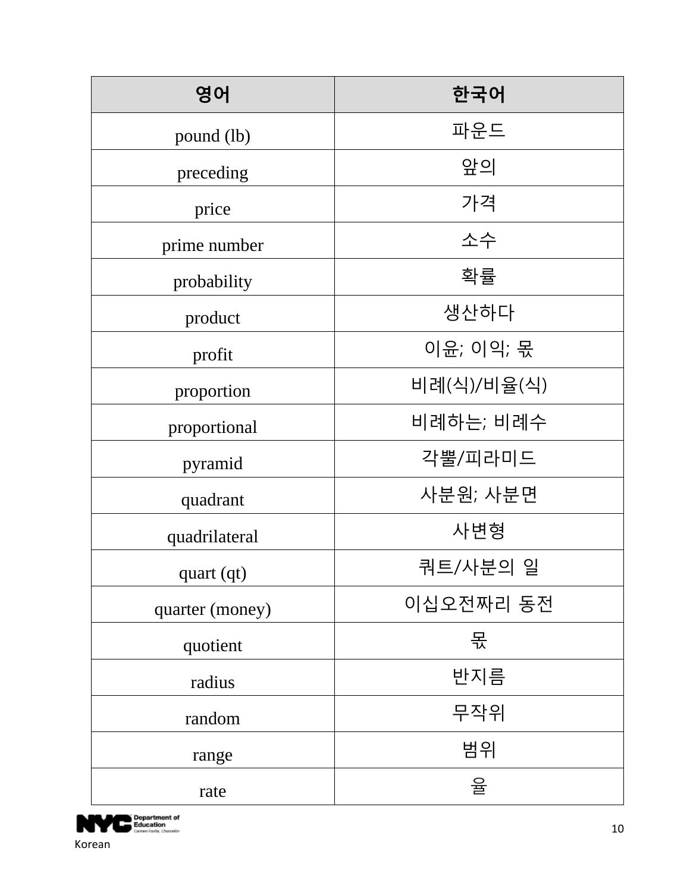| 영어 | 한국어 |
| --- | --- |
| pound (lb) | 파운드 |
| preceding | 앞의 |
| price | 가격 |
| prime number | 소수 |
| probability | 확률 |
| product | 생산하다 |
| profit | 이윤; 이익; 몫 |
| proportion | 비례(식)/비율(식) |
| proportional | 비례하는; 비례수 |
| pyramid | 각뿔/피라미드 |
| quadrant | 사분원; 사분면 |
| quadrilateral | 사변형 |
| quart (qt) | 쿼트/사분의 일 |
| quarter (money) | 이십오전짜리 동전 |
| quotient | 몫 |
| radius | 반지름 |
| random | 무작위 |
| range | 범위 |
| rate | 율 |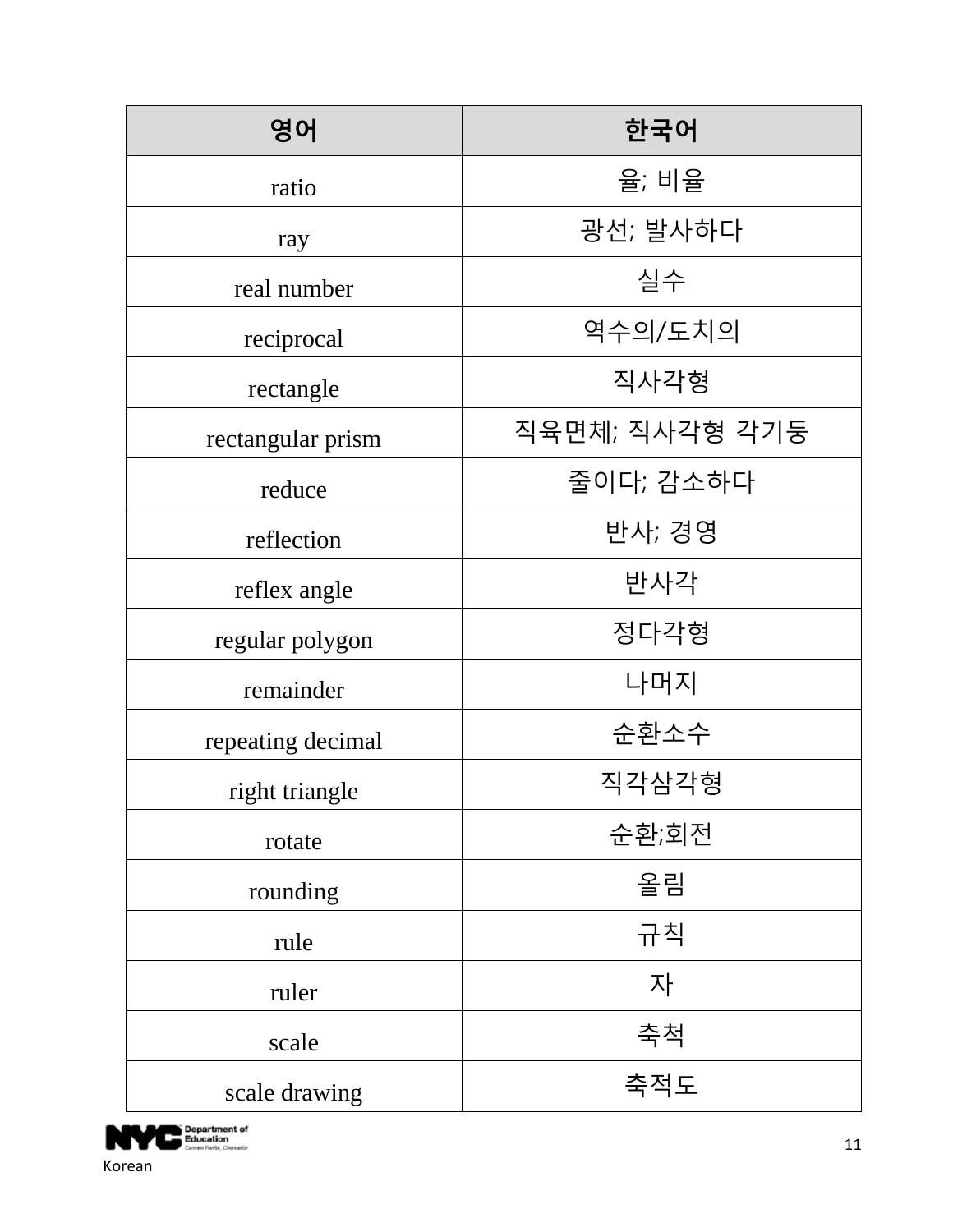| 영어 | 한국어 |
| --- | --- |
| ratio | 율; 비율 |
| ray | 광선; 발사하다 |
| real number | 실수 |
| reciprocal | 역수의/도치의 |
| rectangle | 직사각형 |
| rectangular prism | 직육면체; 직사각형 각기둥 |
| reduce | 줄이다; 감소하다 |
| reflection | 반사; 경영 |
| reflex angle | 반사각 |
| regular polygon | 정다각형 |
| remainder | 나머지 |
| repeating decimal | 순환소수 |
| right triangle | 직각삼각형 |
| rotate | 순환;회전 |
| rounding | 올림 |
| rule | 규칙 |
| ruler | 자 |
| scale | 축척 |
| scale drawing | 축적도 |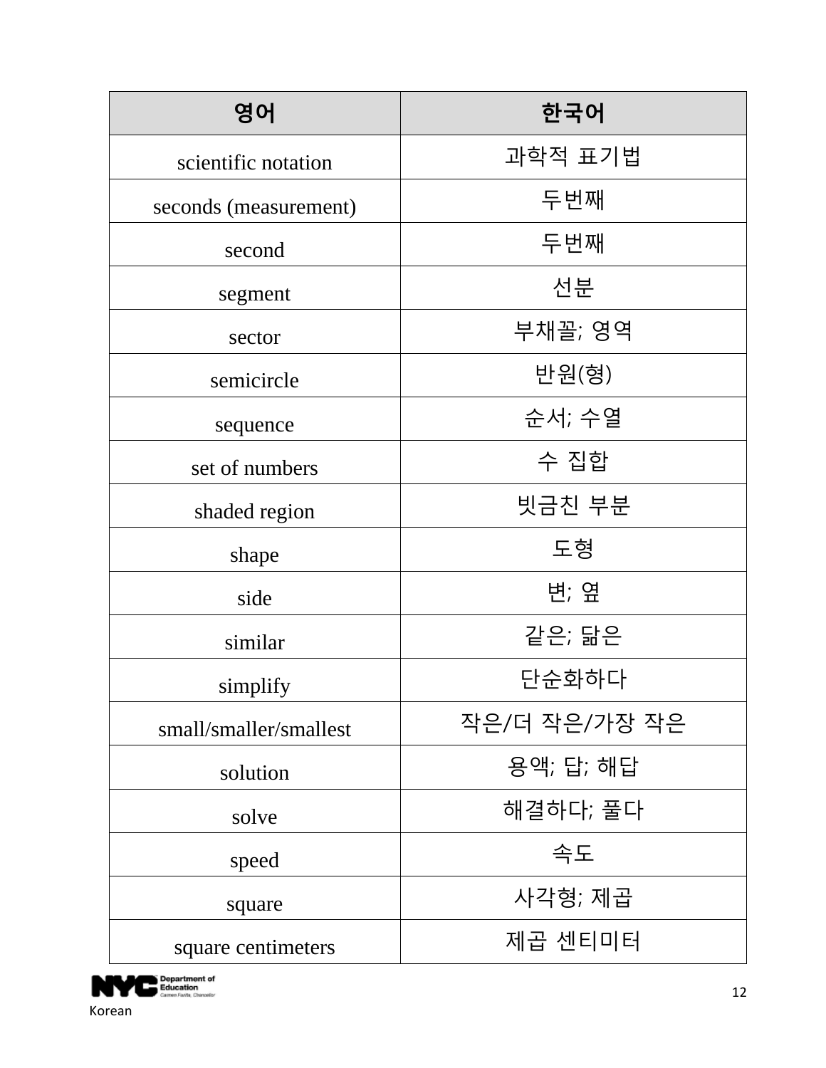| 영어 | 한국어 |
| --- | --- |
| scientific notation | 과학적 표기법 |
| seconds (measurement) | 두번째 |
| second | 두번째 |
| segment | 선분 |
| sector | 부채꼴; 영역 |
| semicircle | 반원(형) |
| sequence | 순서; 수열 |
| set of numbers | 수 집합 |
| shaded region | 빗금친 부분 |
| shape | 도형 |
| side | 변; 옆 |
| similar | 같은; 닮은 |
| simplify | 단순화하다 |
| small/smaller/smallest | 작은/더 작은/가장 작은 |
| solution | 용액; 답; 해답 |
| solve | 해결하다; 풀다 |
| speed | 속도 |
| square | 사각형; 제곱 |
| square centimeters | 제곱 센티미터 |

Korean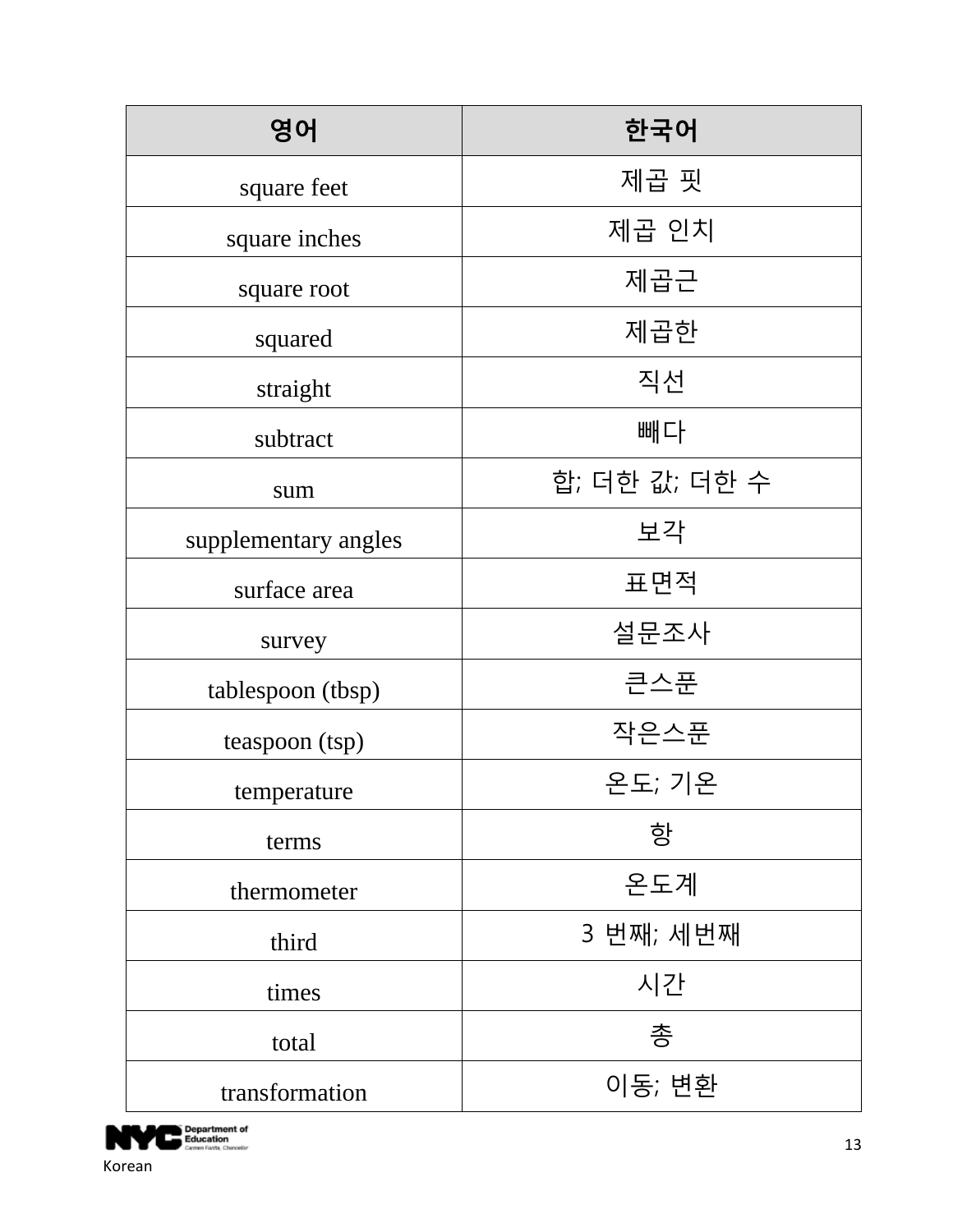| 영어 | 한국어 |
| --- | --- |
| square feet | 제곱 핏 |
| square inches | 제곱 인치 |
| square root | 제곱근 |
| squared | 제곱한 |
| straight | 직선 |
| subtract | 빼다 |
| sum | 합; 더한 값; 더한 수 |
| supplementary angles | 보각 |
| surface area | 표면적 |
| survey | 설문조사 |
| tablespoon (tbsp) | 큰스푼 |
| teaspoon (tsp) | 작은스푼 |
| temperature | 온도; 기온 |
| terms | 항 |
| thermometer | 온도계 |
| third | 3 번째; 세번째 |
| times | 시간 |
| total | 총 |
| transformation | 이동; 변환 |

Korean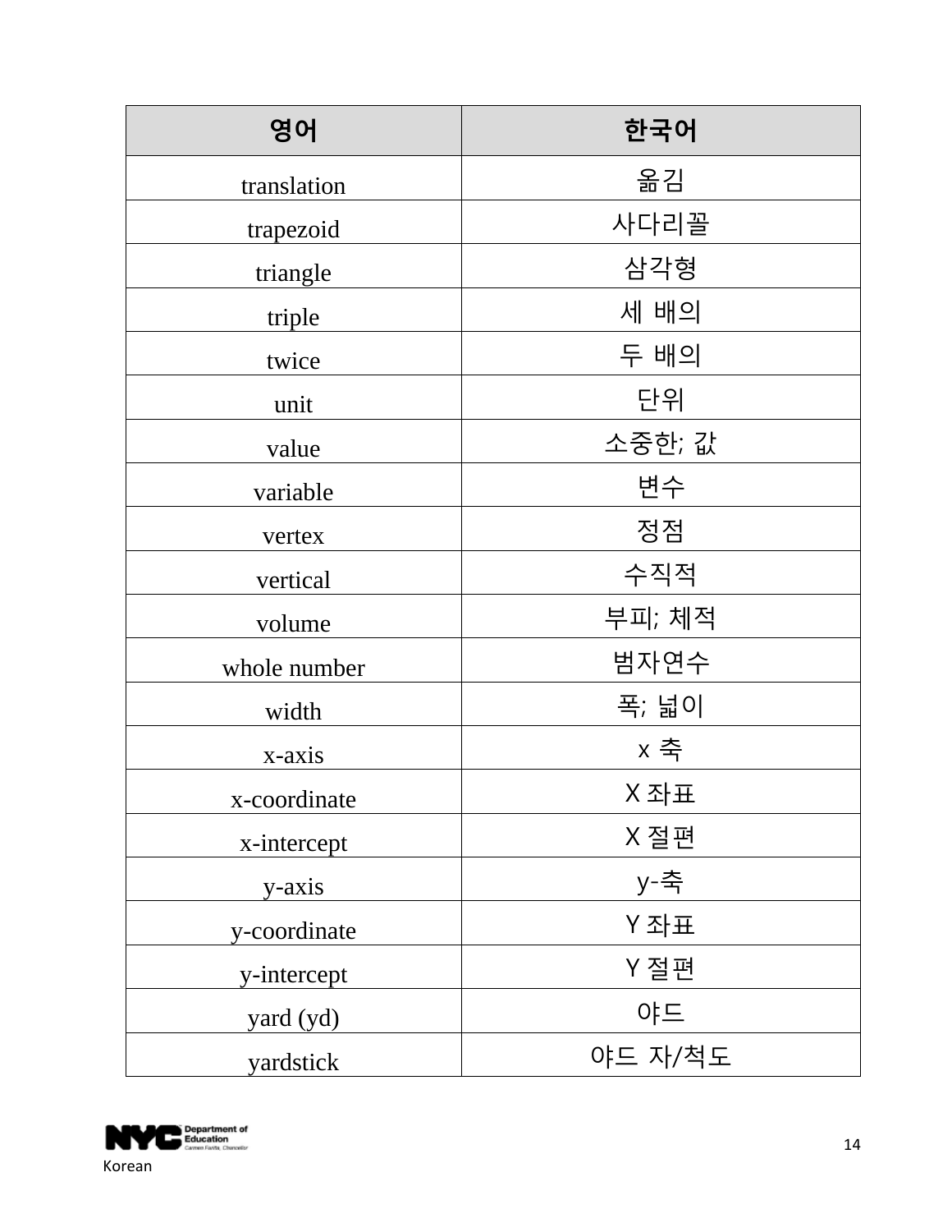| 영어 | 한국어 |
|---|---|
| translation | 옮김 |
| trapezoid | 사다리꼴 |
| triangle | 삼각형 |
| triple | 세 배의 |
| twice | 두 배의 |
| unit | 단위 |
| value | 소중한; 값 |
| variable | 변수 |
| vertex | 정점 |
| vertical | 수직적 |
| volume | 부피; 체적 |
| whole number | 범자연수 |
| width | 폭; 넓이 |
| x-axis | x 축 |
| x-coordinate | X 좌표 |
| x-intercept | X 절편 |
| y-axis | y-축 |
| y-coordinate | Y 좌표 |
| y-intercept | Y 절편 |
| yard (yd) | 야드 |
| yardstick | 야드 자/척도 |

Korean